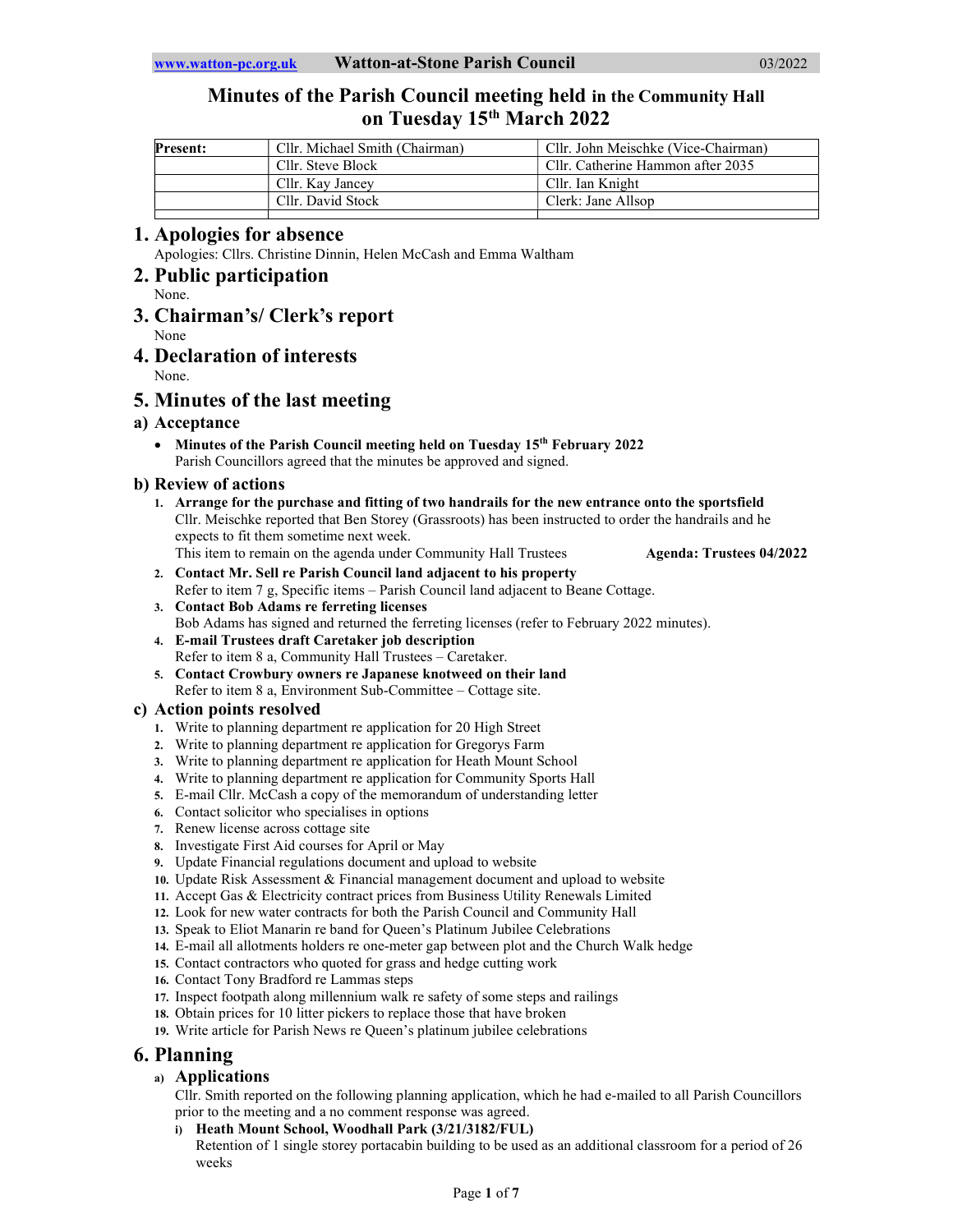# Minutes of the Parish Council meeting held in the Community Hall on Tuesday 15th March 2022

| Present: | Cllr. Michael Smith (Chairman) | Cllr. John Meischke (Vice-Chairman) |
|---|---|---|
| | Cllr. Steve Block | Cllr. Catherine Hammon after 2035 |
| | Cllr. Kay Jancey | Cllr. Ian Knight |
| | Cllr. David Stock | Clerk: Jane Allsop |
| | | |

## 1. Apologies for absence

Apologies: Cllrs. Christine Dinnin, Helen McCash and Emma Waltham

## 2. Public participation

None.

## 3. Chairman's/ Clerk's report

None

## 4. Declaration of interests

None.

## 5. Minutes of the last meeting

### a) Acceptance

- **Minutes of the Parish Council meeting held on Tuesday 15th February 2022**
  Parish Councillors agreed that the minutes be approved and signed.

### b) Review of actions

1. **Arrange for the purchase and fitting of two handrails for the new entrance onto the sportsfield**
   Cllr. Meischke reported that Ben Storey (Grassroots) has been instructed to order the handrails and he expects to fit them sometime next week.
   This item to remain on the agenda under Community Hall Trustees **Agenda: Trustees 04/2022**
2. **Contact Mr. Sell re Parish Council land adjacent to his property**
   Refer to item 7 g, Specific items – Parish Council land adjacent to Beane Cottage.
3. **Contact Bob Adams re ferreting licenses**
   Bob Adams has signed and returned the ferreting licenses (refer to February 2022 minutes).
4. **E-mail Trustees draft Caretaker job description**
   Refer to item 8 a, Community Hall Trustees – Caretaker.
5. **Contact Crowbury owners re Japanese knotweed on their land**
   Refer to item 8 a, Environment Sub-Committee – Cottage site.

### c) Action points resolved

1. Write to planning department re application for 20 High Street
2. Write to planning department re application for Gregorys Farm
3. Write to planning department re application for Heath Mount School
4. Write to planning department re application for Community Sports Hall
5. E-mail Cllr. McCash a copy of the memorandum of understanding letter
6. Contact solicitor who specialises in options
7. Renew license across cottage site
8. Investigate First Aid courses for April or May
9. Update Financial regulations document and upload to website
10. Update Risk Assessment & Financial management document and upload to website
11. Accept Gas & Electricity contract prices from Business Utility Renewals Limited
12. Look for new water contracts for both the Parish Council and Community Hall
13. Speak to Eliot Manarin re band for Queen's Platinum Jubilee Celebrations
14. E-mail all allotments holders re one-meter gap between plot and the Church Walk hedge
15. Contact contractors who quoted for grass and hedge cutting work
16. Contact Tony Bradford re Lammas steps
17. Inspect footpath along millennium walk re safety of some steps and railings
18. Obtain prices for 10 litter pickers to replace those that have broken
19. Write article for Parish News re Queen's platinum jubilee celebrations

## 6. Planning

### a) Applications

Cllr. Smith reported on the following planning application, which he had e-mailed to all Parish Councillors prior to the meeting and a no comment response was agreed.

i) **Heath Mount School, Woodhall Park (3/21/3182/FUL)**
   Retention of 1 single storey portacabin building to be used as an additional classroom for a period of 26 weeks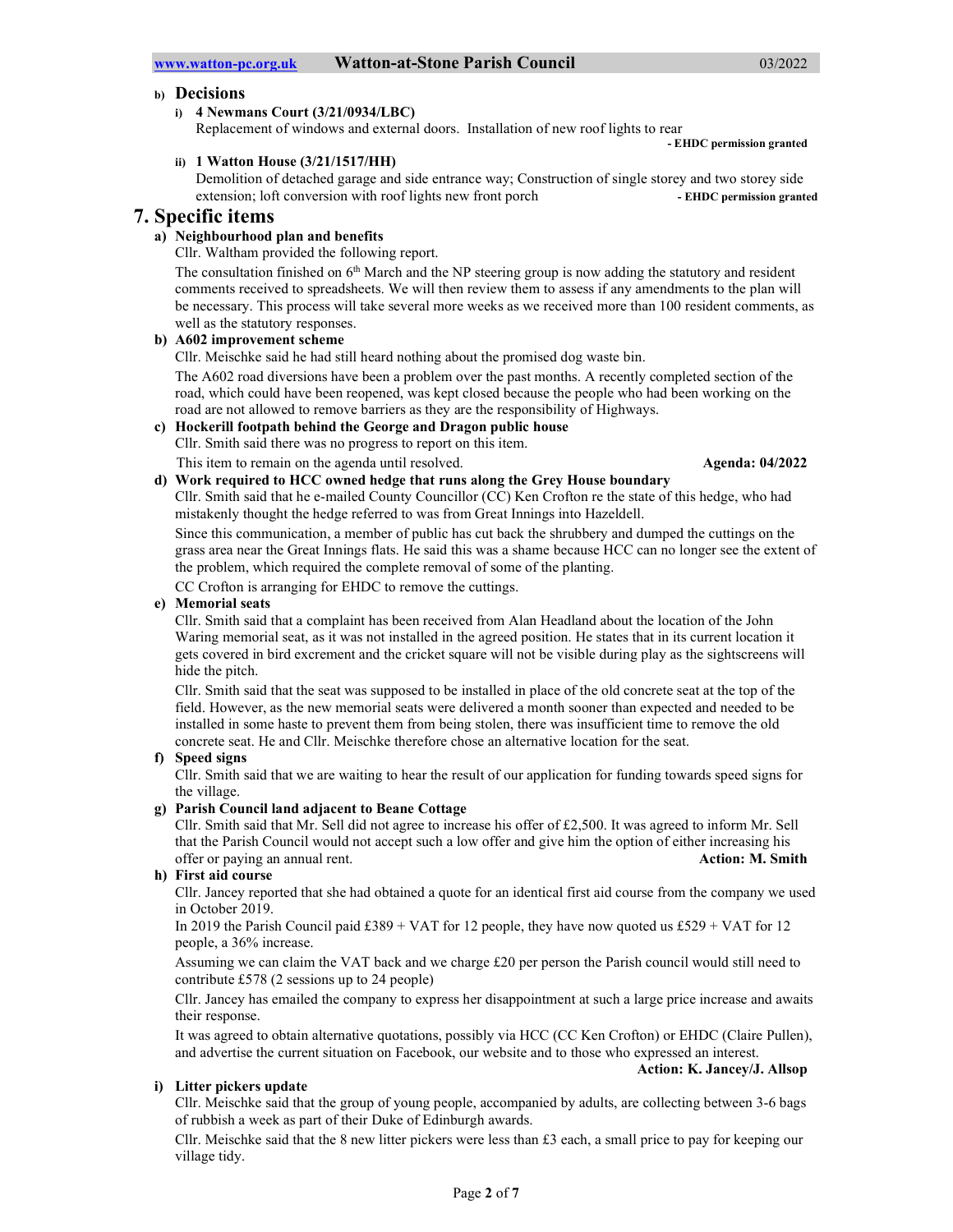#### b) Decisions

**i) 4 Newmans Court (3/21/0934/LBC)**

Replacement of windows and external doors. Installation of new roof lights to rear

**- EHDC permission granted**

**ii) 1 Watton House (3/21/1517/HH)**

Demolition of detached garage and side entrance way; Construction of single storey and two storey side extension; loft conversion with roof lights new front porch **- EHDC permission granted**

## 7. Specific items

### a) Neighbourhood plan and benefits

Cllr. Waltham provided the following report.

The consultation finished on 6th March and the NP steering group is now adding the statutory and resident comments received to spreadsheets. We will then review them to assess if any amendments to the plan will be necessary. This process will take several more weeks as we received more than 100 resident comments, as well as the statutory responses.

### b) A602 improvement scheme

Cllr. Meischke said he had still heard nothing about the promised dog waste bin.

The A602 road diversions have been a problem over the past months. A recently completed section of the road, which could have been reopened, was kept closed because the people who had been working on the road are not allowed to remove barriers as they are the responsibility of Highways.

### c) Hockerill footpath behind the George and Dragon public house

Cllr. Smith said there was no progress to report on this item.

This item to remain on the agenda until resolved. **Agenda: 04/2022**

### d) Work required to HCC owned hedge that runs along the Grey House boundary

Cllr. Smith said that he e-mailed County Councillor (CC) Ken Crofton re the state of this hedge, who had mistakenly thought the hedge referred to was from Great Innings into Hazeldell.

Since this communication, a member of public has cut back the shrubbery and dumped the cuttings on the grass area near the Great Innings flats. He said this was a shame because HCC can no longer see the extent of the problem, which required the complete removal of some of the planting.

CC Crofton is arranging for EHDC to remove the cuttings.

### e) Memorial seats

Cllr. Smith said that a complaint has been received from Alan Headland about the location of the John Waring memorial seat, as it was not installed in the agreed position. He states that in its current location it gets covered in bird excrement and the cricket square will not be visible during play as the sightscreens will hide the pitch.

Cllr. Smith said that the seat was supposed to be installed in place of the old concrete seat at the top of the field. However, as the new memorial seats were delivered a month sooner than expected and needed to be installed in some haste to prevent them from being stolen, there was insufficient time to remove the old concrete seat. He and Cllr. Meischke therefore chose an alternative location for the seat.

### f) Speed signs

Cllr. Smith said that we are waiting to hear the result of our application for funding towards speed signs for the village.

### g) Parish Council land adjacent to Beane Cottage

Cllr. Smith said that Mr. Sell did not agree to increase his offer of £2,500. It was agreed to inform Mr. Sell that the Parish Council would not accept such a low offer and give him the option of either increasing his offer or paying an annual rent. **Action: M. Smith**

### h) First aid course

Cllr. Jancey reported that she had obtained a quote for an identical first aid course from the company we used in October 2019.

In 2019 the Parish Council paid £389 + VAT for 12 people, they have now quoted us £529 + VAT for 12 people, a 36% increase.

Assuming we can claim the VAT back and we charge £20 per person the Parish council would still need to contribute £578 (2 sessions up to 24 people)

Cllr. Jancey has emailed the company to express her disappointment at such a large price increase and awaits their response.

It was agreed to obtain alternative quotations, possibly via HCC (CC Ken Crofton) or EHDC (Claire Pullen), and advertise the current situation on Facebook, our website and to those who expressed an interest.

**Action: K. Jancey/J. Allsop**

### i) Litter pickers update

Cllr. Meischke said that the group of young people, accompanied by adults, are collecting between 3-6 bags of rubbish a week as part of their Duke of Edinburgh awards.

Cllr. Meischke said that the 8 new litter pickers were less than £3 each, a small price to pay for keeping our village tidy.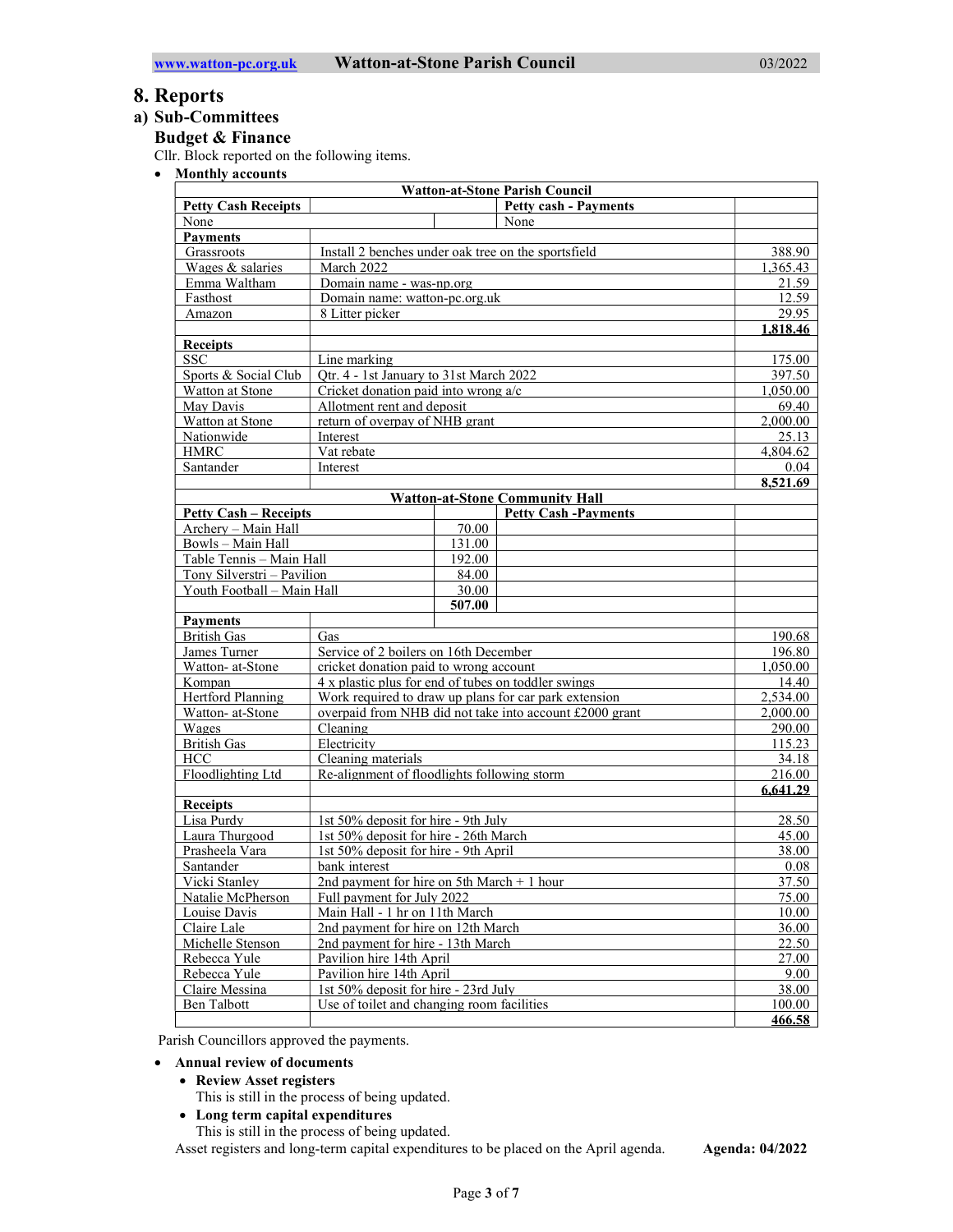# 8. Reports

## a) Sub-Committees

### Budget & Finance

Cllr. Block reported on the following items.

- **Monthly accounts**

| Watton-at-Stone Parish Council | | | | |
|---|---|---|---|---|
| **Petty Cash Receipts** | | | **Petty cash - Payments** | |
| None | | | None | |
| **Payments** | | | | |
| Grassroots | Install 2 benches under oak tree on the sportsfield | | | 388.90 |
| Wages & salaries | March 2022 | | | 1,365.43 |
| Emma Waltham | Domain name - was-np.org | | | 21.59 |
| Fasthost | Domain name: watton-pc.org.uk | | | 12.59 |
| Amazon | 8 Litter picker | | | 29.95 |
| | | | | **1,818.46** |
| **Receipts** | | | | |
| SSC | Line marking | | | 175.00 |
| Sports & Social Club | Qtr. 4 - 1st January to 31st March 2022 | | | 397.50 |
| Watton at Stone | Cricket donation paid into wrong a/c | | | 1,050.00 |
| May Davis | Allotment rent and deposit | | | 69.40 |
| Watton at Stone | return of overpay of NHB grant | | | 2,000.00 |
| Nationwide | Interest | | | 25.13 |
| HMRC | Vat rebate | | | 4,804.62 |
| Santander | Interest | | | 0.04 |
| | | | | **8,521.69** |
| **Watton-at-Stone Community Hall** | | | | |
| **Petty Cash – Receipts** | | | **Petty Cash -Payments** | |
| Archery – Main Hall | | 70.00 | | |
| Bowls – Main Hall | | 131.00 | | |
| Table Tennis – Main Hall | | 192.00 | | |
| Tony Silverstri – Pavilion | | 84.00 | | |
| Youth Football – Main Hall | | 30.00 | | |
| | | **507.00** | | |
| **Payments** | | | | |
| British Gas | Gas | | | 190.68 |
| James Turner | Service of 2 boilers on 16th December | | | 196.80 |
| Watton- at-Stone | cricket donation paid to wrong account | | | 1,050.00 |
| Kompan | 4 x plastic plus for end of tubes on toddler swings | | | 14.40 |
| Hertford Planning | Work required to draw up plans for car park extension | | | 2,534.00 |
| Watton- at-Stone | overpaid from NHB did not take into account £2000 grant | | | 2,000.00 |
| Wages | Cleaning | | | 290.00 |
| British Gas | Electricity | | | 115.23 |
| HCC | Cleaning materials | | | 34.18 |
| Floodlighting Ltd | Re-alignment of floodlights following storm | | | 216.00 |
| | | | | **6,641.29** |
| **Receipts** | | | | |
| Lisa Purdy | 1st 50% deposit for hire - 9th July | | | 28.50 |
| Laura Thurgood | 1st 50% deposit for hire - 26th March | | | 45.00 |
| Prasheela Vara | 1st 50% deposit for hire - 9th April | | | 38.00 |
| Santander | bank interest | | | 0.08 |
| Vicki Stanley | 2nd payment for hire on 5th March + 1 hour | | | 37.50 |
| Natalie McPherson | Full payment for July 2022 | | | 75.00 |
| Louise Davis | Main Hall - 1 hr on 11th March | | | 10.00 |
| Claire Lale | 2nd payment for hire on 12th March | | | 36.00 |
| Michelle Stenson | 2nd payment for hire - 13th March | | | 22.50 |
| Rebecca Yule | Pavilion hire 14th April | | | 27.00 |
| Rebecca Yule | Pavilion hire 14th April | | | 9.00 |
| Claire Messina | 1st 50% deposit for hire - 23rd July | | | 38.00 |
| Ben Talbott | Use of toilet and changing room facilities | | | 100.00 |
| | | | | **466.58** |

Parish Councillors approved the payments.

- **Annual review of documents**
  - **Review Asset registers**
    This is still in the process of being updated.
  - **Long term capital expenditures**
    This is still in the process of being updated.

  Asset registers and long-term capital expenditures to be placed on the April agenda. **Agenda: 04/2022**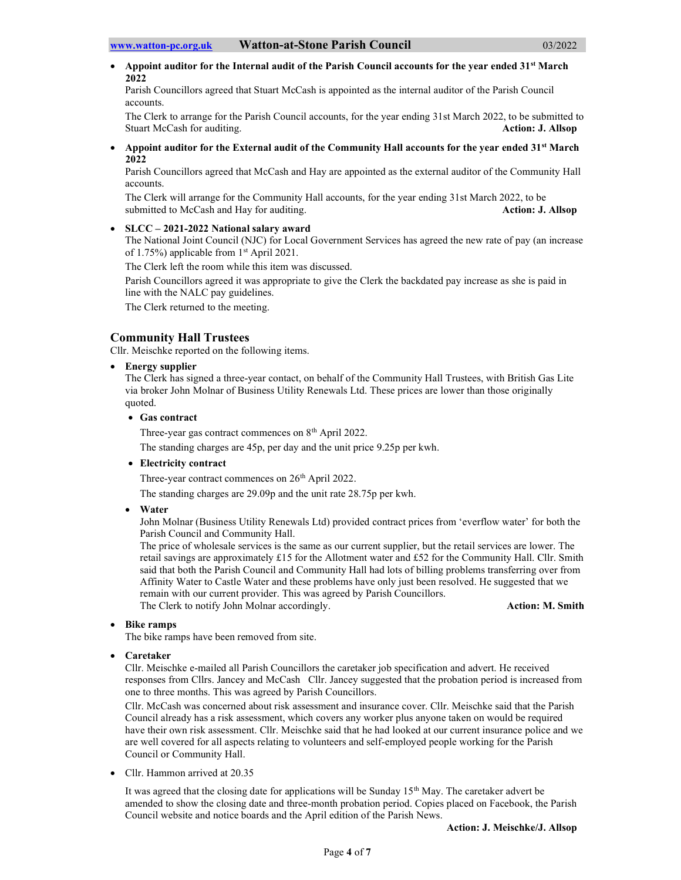- **Appoint auditor for the Internal audit of the Parish Council accounts for the year ended 31st March 2022**

  Parish Councillors agreed that Stuart McCash is appointed as the internal auditor of the Parish Council accounts.

  The Clerk to arrange for the Parish Council accounts, for the year ending 31st March 2022, to be submitted to Stuart McCash for auditing. **Action: J. Allsop**

- **Appoint auditor for the External audit of the Community Hall accounts for the year ended 31st March 2022**

  Parish Councillors agreed that McCash and Hay are appointed as the external auditor of the Community Hall accounts.

  The Clerk will arrange for the Community Hall accounts, for the year ending 31st March 2022, to be submitted to McCash and Hay for auditing. **Action: J. Allsop**

- **SLCC – 2021-2022 National salary award**

  The National Joint Council (NJC) for Local Government Services has agreed the new rate of pay (an increase of 1.75%) applicable from 1st April 2021.

  The Clerk left the room while this item was discussed.

  Parish Councillors agreed it was appropriate to give the Clerk the backdated pay increase as she is paid in line with the NALC pay guidelines.

  The Clerk returned to the meeting.

## Community Hall Trustees

Cllr. Meischke reported on the following items.

- **Energy supplier**

  The Clerk has signed a three-year contact, on behalf of the Community Hall Trustees, with British Gas Lite via broker John Molnar of Business Utility Renewals Ltd. These prices are lower than those originally quoted.

  - **Gas contract**

    Three-year gas contract commences on 8th April 2022.

    The standing charges are 45p, per day and the unit price 9.25p per kwh.

  - **Electricity contract**

    Three-year contract commences on 26th April 2022.

    The standing charges are 29.09p and the unit rate 28.75p per kwh.

  - **Water**

    John Molnar (Business Utility Renewals Ltd) provided contract prices from 'everflow water' for both the Parish Council and Community Hall.

    The price of wholesale services is the same as our current supplier, but the retail services are lower. The retail savings are approximately £15 for the Allotment water and £52 for the Community Hall. Cllr. Smith said that both the Parish Council and Community Hall had lots of billing problems transferring over from Affinity Water to Castle Water and these problems have only just been resolved. He suggested that we remain with our current provider. This was agreed by Parish Councillors.

    The Clerk to notify John Molnar accordingly. **Action: M. Smith**

- **Bike ramps**

  The bike ramps have been removed from site.

- **Caretaker**

  Cllr. Meischke e-mailed all Parish Councillors the caretaker job specification and advert. He received responses from Cllrs. Jancey and McCash  Cllr. Jancey suggested that the probation period is increased from one to three months. This was agreed by Parish Councillors.

  Cllr. McCash was concerned about risk assessment and insurance cover. Cllr. Meischke said that the Parish Council already has a risk assessment, which covers any worker plus anyone taken on would be required have their own risk assessment. Cllr. Meischke said that he had looked at our current insurance police and we are well covered for all aspects relating to volunteers and self-employed people working for the Parish Council or Community Hall.

- Cllr. Hammon arrived at 20.35

  It was agreed that the closing date for applications will be Sunday 15th May. The caretaker advert be amended to show the closing date and three-month probation period. Copies placed on Facebook, the Parish Council website and notice boards and the April edition of the Parish News.

  **Action: J. Meischke/J. Allsop**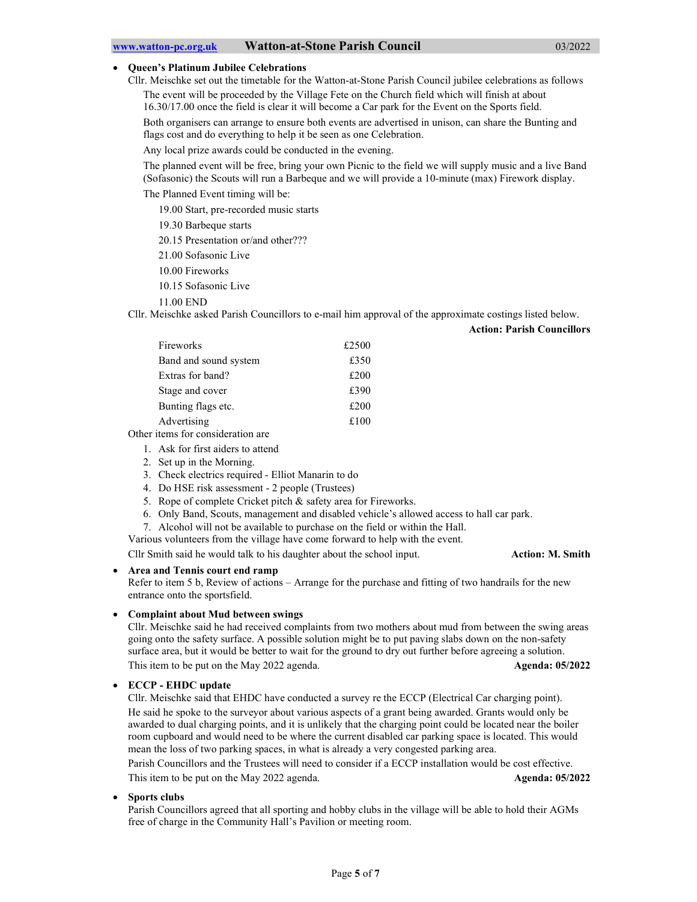- **Queen's Platinum Jubilee Celebrations**

  Cllr. Meischke set out the timetable for the Watton-at-Stone Parish Council jubilee celebrations as follows

  The event will be proceeded by the Village Fete on the Church field which will finish at about 16.30/17.00 once the field is clear it will become a Car park for the Event on the Sports field.

  Both organisers can arrange to ensure both events are advertised in unison, can share the Bunting and flags cost and do everything to help it be seen as one Celebration.

  Any local prize awards could be conducted in the evening.

  The planned event will be free, bring your own Picnic to the field we will supply music and a live Band (Sofasonic) the Scouts will run a Barbeque and we will provide a 10-minute (max) Firework display.

  The Planned Event timing will be:

  19.00 Start, pre-recorded music starts
  19.30 Barbeque starts
  20.15 Presentation or/and other???
  21.00 Sofasonic Live
  10.00 Fireworks
  10.15 Sofasonic Live
  11.00 END

  Cllr. Meischke asked Parish Councillors to e-mail him approval of the approximate costings listed below.

  **Action: Parish Councillors**

  | | |
  |---|---|
  | Fireworks | £2500 |
  | Band and sound system | £350 |
  | Extras for band? | £200 |
  | Stage and cover | £390 |
  | Bunting flags etc. | £200 |
  | Advertising | £100 |

  Other items for consideration are

  1. Ask for first aiders to attend
  2. Set up in the Morning.
  3. Check electrics required - Elliot Manarin to do
  4. Do HSE risk assessment - 2 people (Trustees)
  5. Rope of complete Cricket pitch & safety area for Fireworks.
  6. Only Band, Scouts, management and disabled vehicle's allowed access to hall car park.
  7. Alcohol will not be available to purchase on the field or within the Hall.

  Various volunteers from the village have come forward to help with the event.

  Cllr Smith said he would talk to his daughter about the school input. **Action: M. Smith**

- **Area and Tennis court end ramp**

  Refer to item 5 b, Review of actions – Arrange for the purchase and fitting of two handrails for the new entrance onto the sportsfield.

- **Complaint about Mud between swings**

  Cllr. Meischke said he had received complaints from two mothers about mud from between the swing areas going onto the safety surface. A possible solution might be to put paving slabs down on the non-safety surface area, but it would be better to wait for the ground to dry out further before agreeing a solution.

  This item to be put on the May 2022 agenda. **Agenda: 05/2022**

- **ECCP - EHDC update**

  Cllr. Meischke said that EHDC have conducted a survey re the ECCP (Electrical Car charging point).

  He said he spoke to the surveyor about various aspects of a grant being awarded. Grants would only be awarded to dual charging points, and it is unlikely that the charging point could be located near the boiler room cupboard and would need to be where the current disabled car parking space is located. This would mean the loss of two parking spaces, in what is already a very congested parking area.

  Parish Councillors and the Trustees will need to consider if a ECCP installation would be cost effective.

  This item to be put on the May 2022 agenda. **Agenda: 05/2022**

- **Sports clubs**

  Parish Councillors agreed that all sporting and hobby clubs in the village will be able to hold their AGMs free of charge in the Community Hall's Pavilion or meeting room.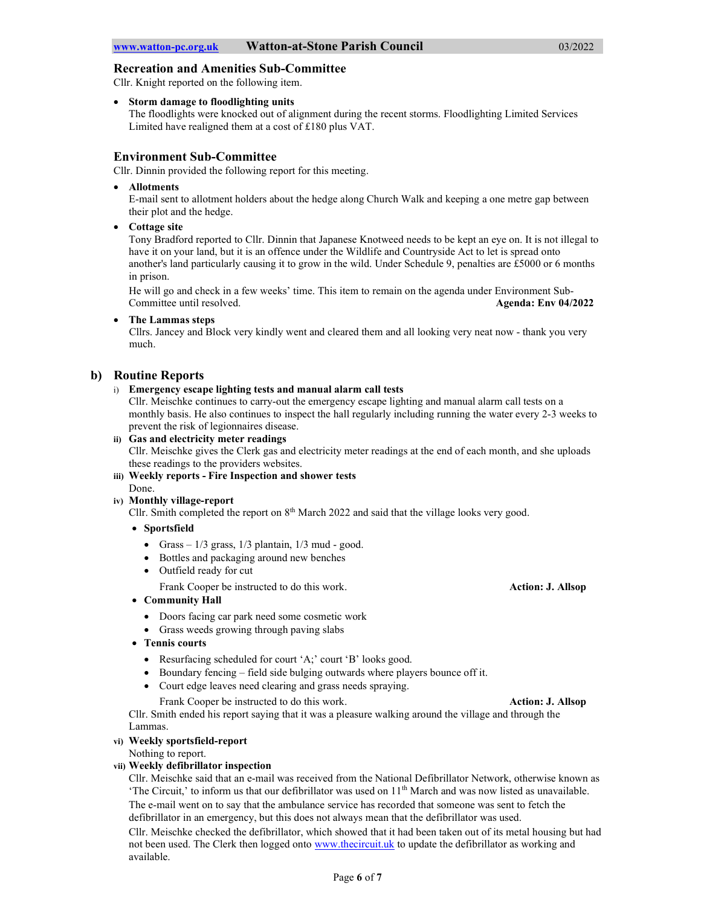### Recreation and Amenities Sub-Committee

Cllr. Knight reported on the following item.

- **Storm damage to floodlighting units**
  The floodlights were knocked out of alignment during the recent storms. Floodlighting Limited Services Limited have realigned them at a cost of £180 plus VAT.

### Environment Sub-Committee

Cllr. Dinnin provided the following report for this meeting.

- **Allotments**
  E-mail sent to allotment holders about the hedge along Church Walk and keeping a one metre gap between their plot and the hedge.
- **Cottage site**
  Tony Bradford reported to Cllr. Dinnin that Japanese Knotweed needs to be kept an eye on. It is not illegal to have it on your land, but it is an offence under the Wildlife and Countryside Act to let is spread onto another's land particularly causing it to grow in the wild. Under Schedule 9, penalties are £5000 or 6 months in prison.

  He will go and check in a few weeks' time. This item to remain on the agenda under Environment Sub-Committee until resolved. **Agenda: Env 04/2022**
- **The Lammas steps**
  Cllrs. Jancey and Block very kindly went and cleared them and all looking very neat now - thank you very much.

## b) Routine Reports

i) **Emergency escape lighting tests and manual alarm call tests**
Cllr. Meischke continues to carry-out the emergency escape lighting and manual alarm call tests on a monthly basis. He also continues to inspect the hall regularly including running the water every 2-3 weeks to prevent the risk of legionnaires disease.

ii) **Gas and electricity meter readings**
Cllr. Meischke gives the Clerk gas and electricity meter readings at the end of each month, and she uploads these readings to the providers websites.

iii) **Weekly reports - Fire Inspection and shower tests**
Done.

iv) **Monthly village-report**
Cllr. Smith completed the report on 8th March 2022 and said that the village looks very good.

- **Sportsfield**
  - Grass – 1/3 grass, 1/3 plantain, 1/3 mud - good.
  - Bottles and packaging around new benches
  - Outfield ready for cut

  Frank Cooper be instructed to do this work. **Action: J. Allsop**
- **Community Hall**
  - Doors facing car park need some cosmetic work
  - Grass weeds growing through paving slabs
- **Tennis courts**
  - Resurfacing scheduled for court 'A;' court 'B' looks good.
  - Boundary fencing – field side bulging outwards where players bounce off it.
  - Court edge leaves need clearing and grass needs spraying.

  Frank Cooper be instructed to do this work. **Action: J. Allsop**

Cllr. Smith ended his report saying that it was a pleasure walking around the village and through the Lammas.

vi) **Weekly sportsfield-report**
Nothing to report.

vii) **Weekly defibrillator inspection**
Cllr. Meischke said that an e-mail was received from the National Defibrillator Network, otherwise known as 'The Circuit,' to inform us that our defibrillator was used on 11th March and was now listed as unavailable. The e-mail went on to say that the ambulance service has recorded that someone was sent to fetch the defibrillator in an emergency, but this does not always mean that the defibrillator was used.

Cllr. Meischke checked the defibrillator, which showed that it had been taken out of its metal housing but had not been used. The Clerk then logged onto [www.thecircuit.uk](http://www.thecircuit.uk) to update the defibrillator as working and available.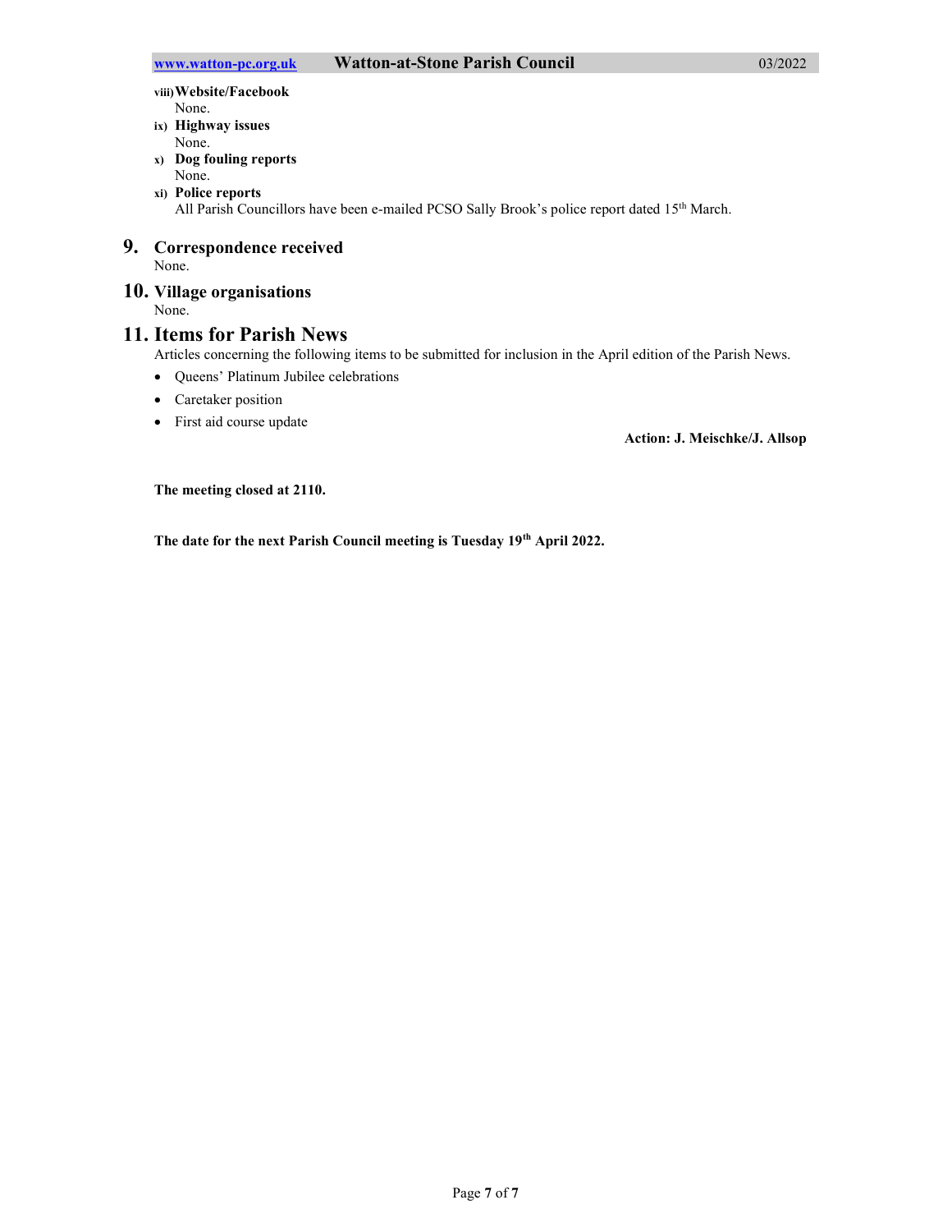**viii) Website/Facebook**

None.

**ix) Highway issues**

None.

**x) Dog fouling reports**

None.

**xi) Police reports**

All Parish Councillors have been e-mailed PCSO Sally Brook's police report dated 15th March.

## 9. Correspondence received

None.

## 10. Village organisations

None.

## 11. Items for Parish News

Articles concerning the following items to be submitted for inclusion in the April edition of the Parish News.

- Queens' Platinum Jubilee celebrations
- Caretaker position
- First aid course update

**Action: J. Meischke/J. Allsop**

**The meeting closed at 2110.**

**The date for the next Parish Council meeting is Tuesday 19th April 2022.**